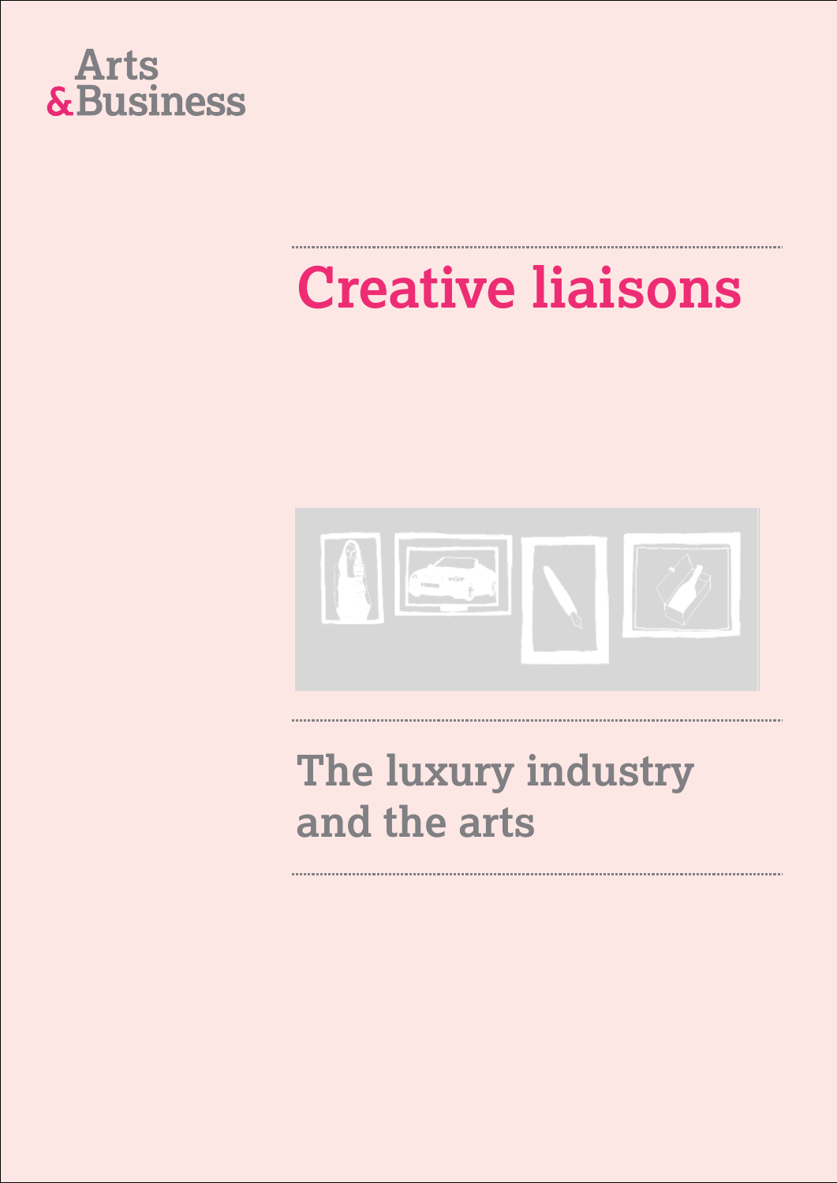Arts
& Business

# Creative liaisons

## The luxury industry and the arts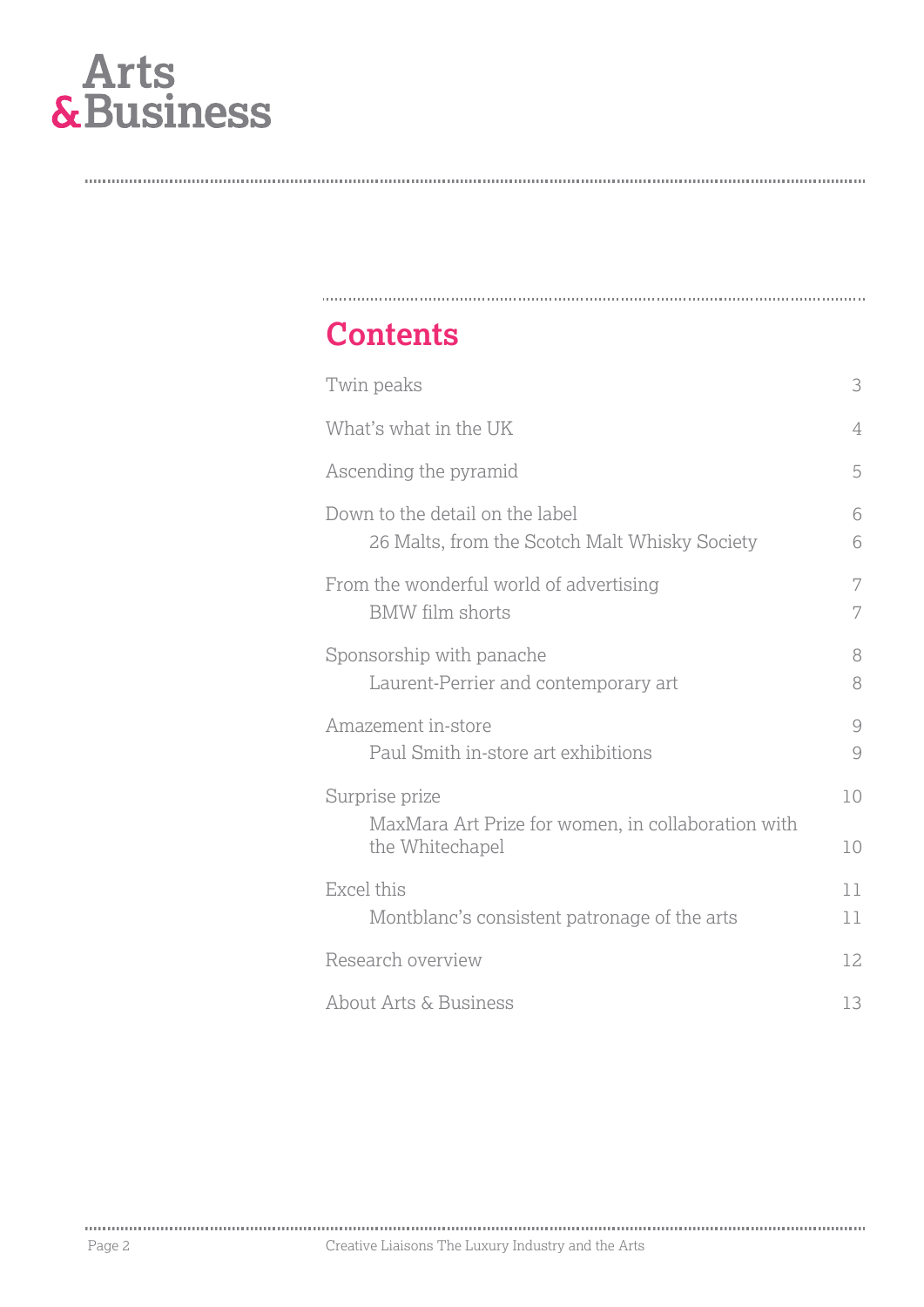Arts & Business

## Contents

| | |
|---|---|
| Twin peaks | 3 |
| What's what in the UK | 4 |
| Ascending the pyramid | 5 |
| Down to the detail on the label | 6 |
| 26 Malts, from the Scotch Malt Whisky Society | 6 |
| From the wonderful world of advertising | 7 |
| BMW film shorts | 7 |
| Sponsorship with panache | 8 |
| Laurent-Perrier and contemporary art | 8 |
| Amazement in-store | 9 |
| Paul Smith in-store art exhibitions | 9 |
| Surprise prize | 10 |
| MaxMara Art Prize for women, in collaboration with the Whitechapel | 10 |
| Excel this | 11 |
| Montblanc's consistent patronage of the arts | 11 |
| Research overview | 12 |
| About Arts & Business | 13 |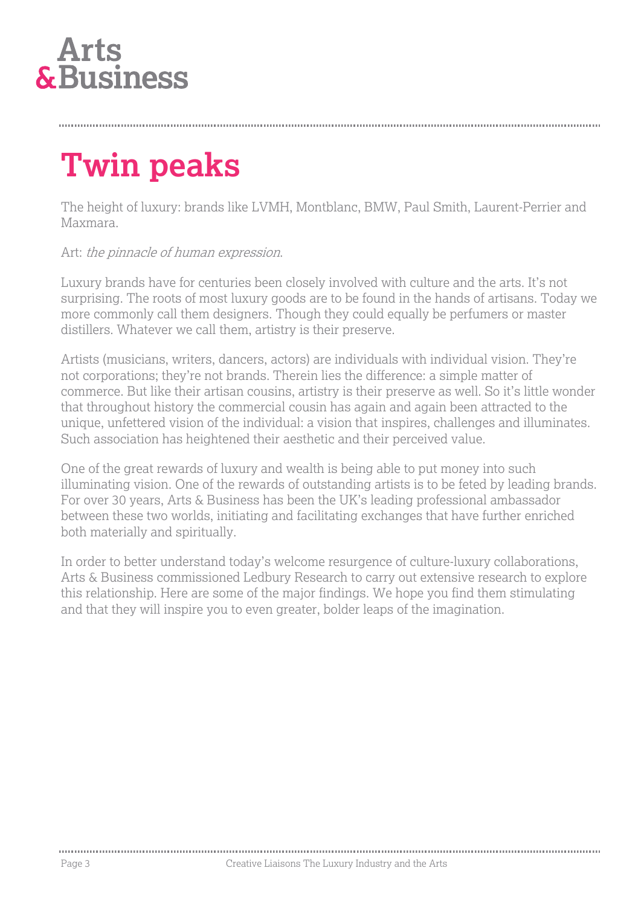# Twin peaks

The height of luxury: brands like LVMH, Montblanc, BMW, Paul Smith, Laurent-Perrier and Maxmara.

Art: *the pinnacle of human expression*.

Luxury brands have for centuries been closely involved with culture and the arts. It's not surprising. The roots of most luxury goods are to be found in the hands of artisans. Today we more commonly call them designers. Though they could equally be perfumers or master distillers. Whatever we call them, artistry is their preserve.

Artists (musicians, writers, dancers, actors) are individuals with individual vision. They're not corporations; they're not brands. Therein lies the difference: a simple matter of commerce. But like their artisan cousins, artistry is their preserve as well. So it's little wonder that throughout history the commercial cousin has again and again been attracted to the unique, unfettered vision of the individual: a vision that inspires, challenges and illuminates. Such association has heightened their aesthetic and their perceived value.

One of the great rewards of luxury and wealth is being able to put money into such illuminating vision. One of the rewards of outstanding artists is to be feted by leading brands. For over 30 years, Arts & Business has been the UK's leading professional ambassador between these two worlds, initiating and facilitating exchanges that have further enriched both materially and spiritually.

In order to better understand today's welcome resurgence of culture-luxury collaborations, Arts & Business commissioned Ledbury Research to carry out extensive research to explore this relationship. Here are some of the major findings. We hope you find them stimulating and that they will inspire you to even greater, bolder leaps of the imagination.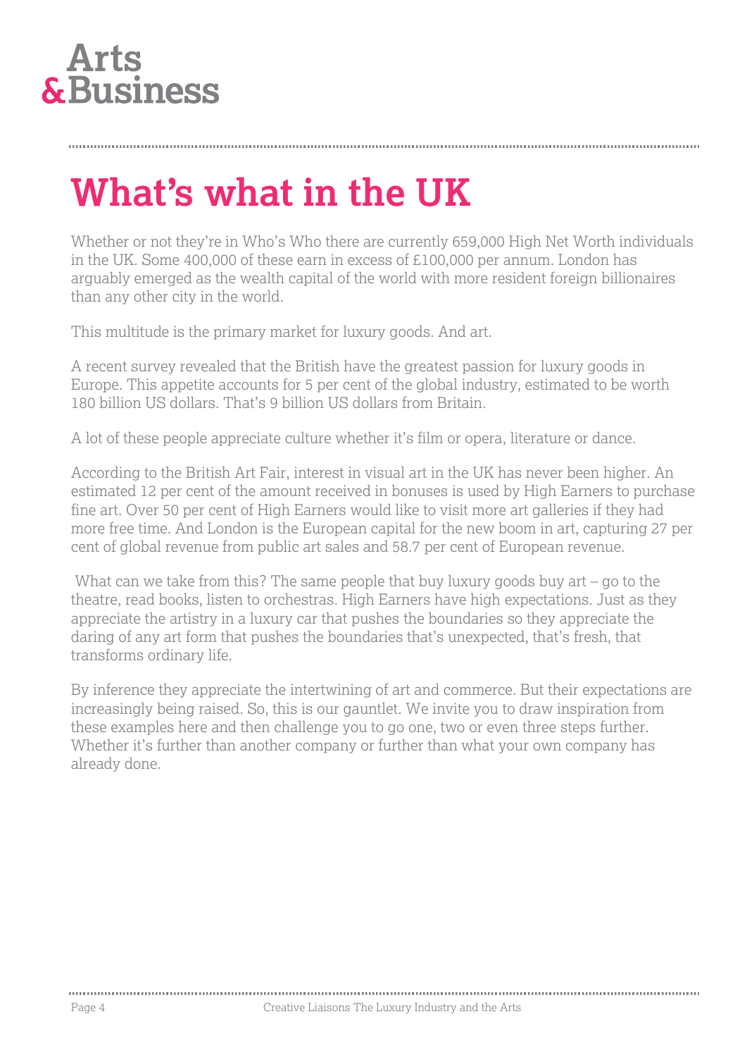# What's what in the UK

Whether or not they're in Who's Who there are currently 659,000 High Net Worth individuals in the UK. Some 400,000 of these earn in excess of £100,000 per annum. London has arguably emerged as the wealth capital of the world with more resident foreign billionaires than any other city in the world.

This multitude is the primary market for luxury goods. And art.

A recent survey revealed that the British have the greatest passion for luxury goods in Europe. This appetite accounts for 5 per cent of the global industry, estimated to be worth 180 billion US dollars. That's 9 billion US dollars from Britain.

A lot of these people appreciate culture whether it's film or opera, literature or dance.

According to the British Art Fair, interest in visual art in the UK has never been higher. An estimated 12 per cent of the amount received in bonuses is used by High Earners to purchase fine art. Over 50 per cent of High Earners would like to visit more art galleries if they had more free time. And London is the European capital for the new boom in art, capturing 27 per cent of global revenue from public art sales and 58.7 per cent of European revenue.

What can we take from this? The same people that buy luxury goods buy art – go to the theatre, read books, listen to orchestras. High Earners have high expectations. Just as they appreciate the artistry in a luxury car that pushes the boundaries so they appreciate the daring of any art form that pushes the boundaries that's unexpected, that's fresh, that transforms ordinary life.

By inference they appreciate the intertwining of art and commerce. But their expectations are increasingly being raised. So, this is our gauntlet. We invite you to draw inspiration from these examples here and then challenge you to go one, two or even three steps further. Whether it's further than another company or further than what your own company has already done.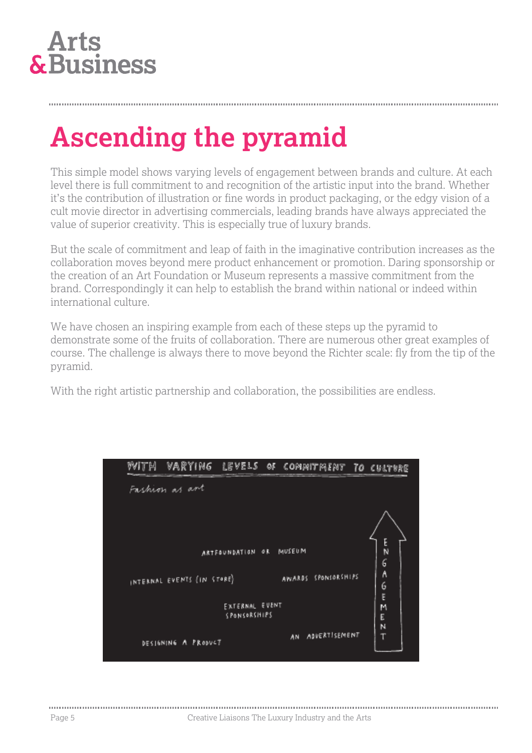# Ascending the pyramid

This simple model shows varying levels of engagement between brands and culture. At each level there is full commitment to and recognition of the artistic input into the brand. Whether it's the contribution of illustration or fine words in product packaging, or the edgy vision of a cult movie director in advertising commercials, leading brands have always appreciated the value of superior creativity. This is especially true of luxury brands.

But the scale of commitment and leap of faith in the imaginative contribution increases as the collaboration moves beyond mere product enhancement or promotion. Daring sponsorship or the creation of an Art Foundation or Museum represents a massive commitment from the brand. Correspondingly it can help to establish the brand within national or indeed within international culture.

We have chosen an inspiring example from each of these steps up the pyramid to demonstrate some of the fruits of collaboration. There are numerous other great examples of course. The challenge is always there to move beyond the Richter scale: fly from the tip of the pyramid.

With the right artistic partnership and collaboration, the possibilities are endless.

WITH VARYING LEVELS OF COMMITMENT TO CULTURE

Fashion as art

ARTFOUNDATION OR MUSEUM

INTERNAL EVENTS (IN STORE)

AWARDS SPONSORSHIPS

EXTERNAL EVENT SPONSORSHIPS

AN ADVERTISEMENT

DESIGNING A PRODUCT

ENGAGEMENT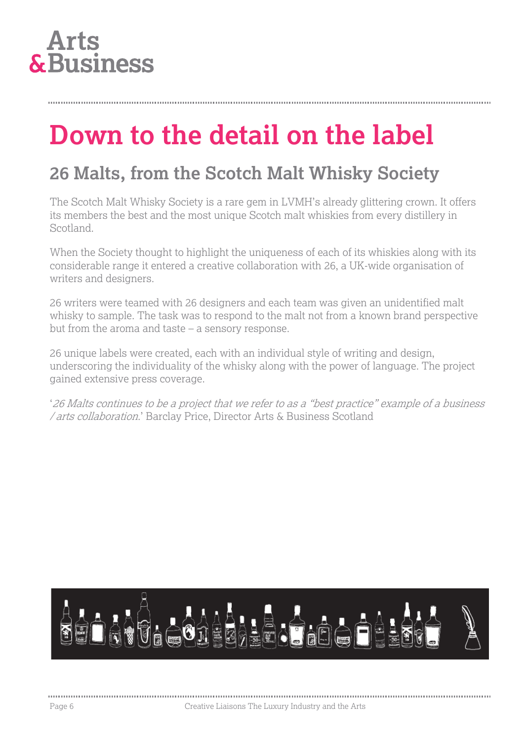# Down to the detail on the label

## 26 Malts, from the Scotch Malt Whisky Society

The Scotch Malt Whisky Society is a rare gem in LVMH's already glittering crown. It offers its members the best and the most unique Scotch malt whiskies from every distillery in Scotland.

When the Society thought to highlight the uniqueness of each of its whiskies along with its considerable range it entered a creative collaboration with 26, a UK-wide organisation of writers and designers.

26 writers were teamed with 26 designers and each team was given an unidentified malt whisky to sample. The task was to respond to the malt not from a known brand perspective but from the aroma and taste – a sensory response.

26 unique labels were created, each with an individual style of writing and design, underscoring the individuality of the whisky along with the power of language. The project gained extensive press coverage.

'*26 Malts continues to be a project that we refer to as a "best practice" example of a business / arts collaboration.*' Barclay Price, Director Arts & Business Scotland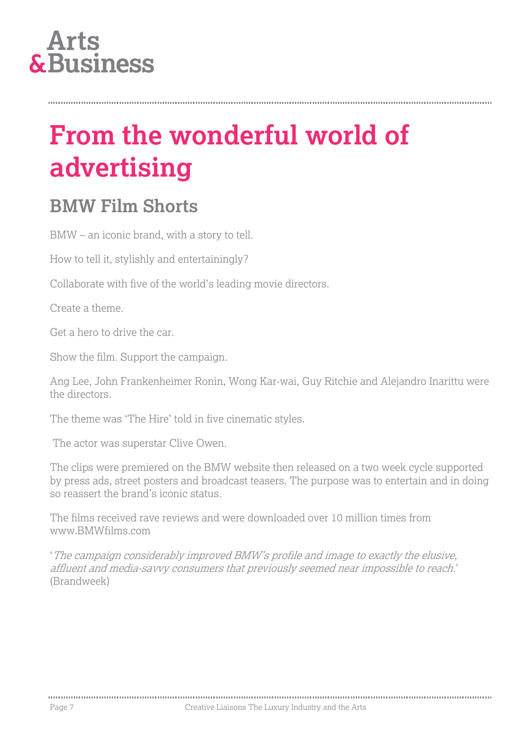# From the wonderful world of advertising

## BMW Film Shorts

BMW – an iconic brand, with a story to tell.

How to tell it, stylishly and entertainingly?

Collaborate with five of the world's leading movie directors.

Create a theme.

Get a hero to drive the car.

Show the film. Support the campaign.

Ang Lee, John Frankenheimer Ronin, Wong Kar-wai, Guy Ritchie and Alejandro Inarittu were the directors.

The theme was 'The Hire' told in five cinematic styles.

The actor was superstar Clive Owen.

The clips were premiered on the BMW website then released on a two week cycle supported by press ads, street posters and broadcast teasers. The purpose was to entertain and in doing so reassert the brand's iconic status.

The films received rave reviews and were downloaded over 10 million times from www.BMWfilms.com

'*The campaign considerably improved BMW's profile and image to exactly the elusive, affluent and media-savvy consumers that previously seemed near impossible to reach*.' (Brandweek)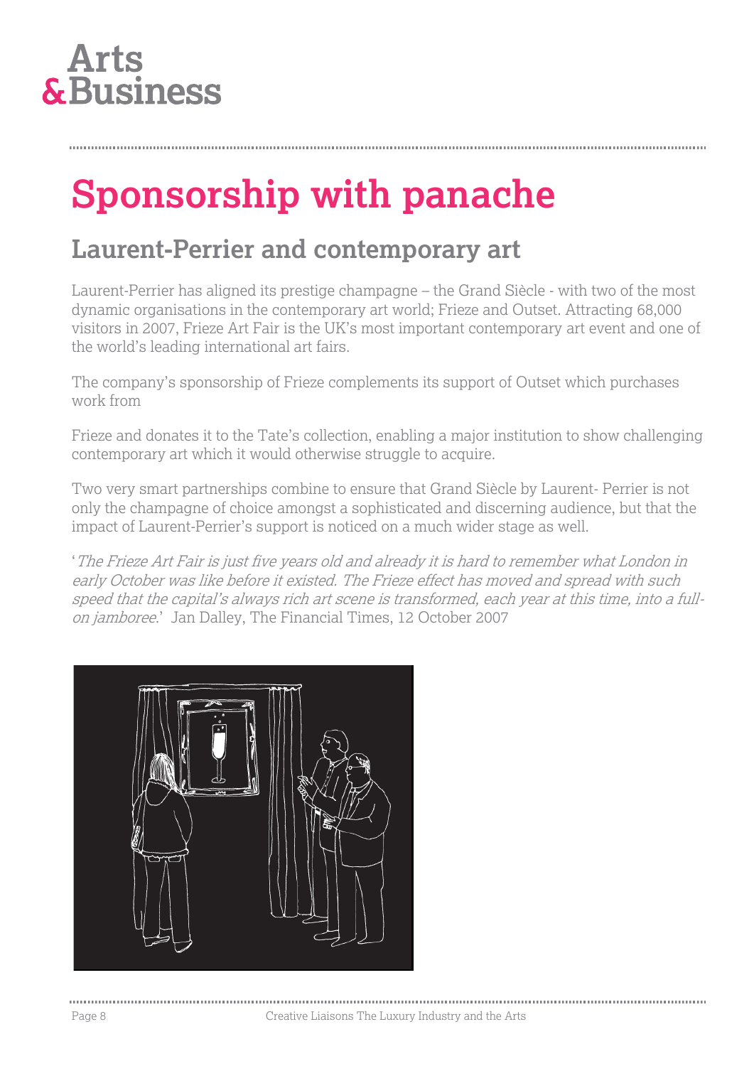Arts
&Business

# Sponsorship with panache

## Laurent-Perrier and contemporary art

Laurent-Perrier has aligned its prestige champagne – the Grand Siècle - with two of the most dynamic organisations in the contemporary art world; Frieze and Outset. Attracting 68,000 visitors in 2007, Frieze Art Fair is the UK's most important contemporary art event and one of the world's leading international art fairs.

The company's sponsorship of Frieze complements its support of Outset which purchases work from

Frieze and donates it to the Tate's collection, enabling a major institution to show challenging contemporary art which it would otherwise struggle to acquire.

Two very smart partnerships combine to ensure that Grand Siècle by Laurent- Perrier is not only the champagne of choice amongst a sophisticated and discerning audience, but that the impact of Laurent-Perrier's support is noticed on a much wider stage as well.

'*The Frieze Art Fair is just five years old and already it is hard to remember what London in early October was like before it existed. The Frieze effect has moved and spread with such speed that the capital's always rich art scene is transformed, each year at this time, into a full-on jamboree.*' Jan Dalley, The Financial Times, 12 October 2007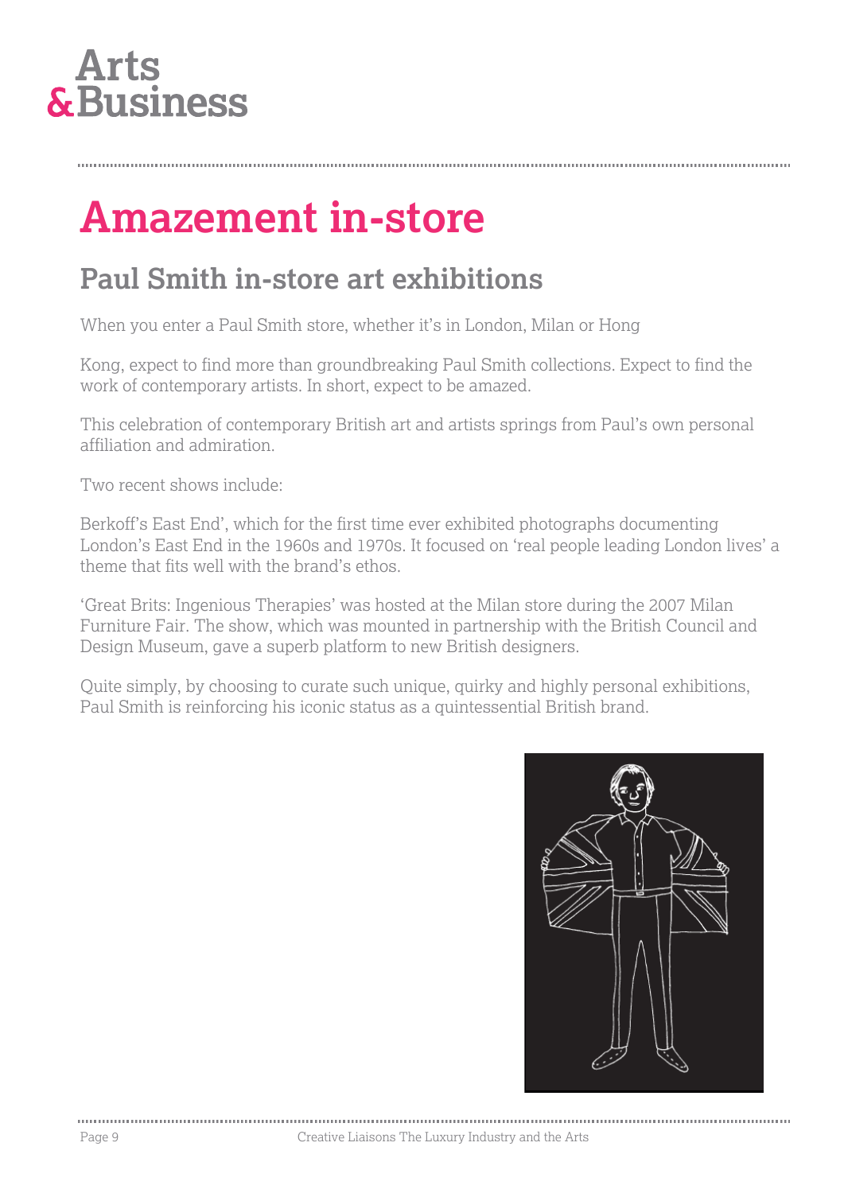# Amazement in-store

## Paul Smith in-store art exhibitions

When you enter a Paul Smith store, whether it's in London, Milan or Hong

Kong, expect to find more than groundbreaking Paul Smith collections. Expect to find the work of contemporary artists. In short, expect to be amazed.

This celebration of contemporary British art and artists springs from Paul's own personal affiliation and admiration.

Two recent shows include:

Berkoff's East End', which for the first time ever exhibited photographs documenting London's East End in the 1960s and 1970s. It focused on 'real people leading London lives' a theme that fits well with the brand's ethos.

'Great Brits: Ingenious Therapies' was hosted at the Milan store during the 2007 Milan Furniture Fair. The show, which was mounted in partnership with the British Council and Design Museum, gave a superb platform to new British designers.

Quite simply, by choosing to curate such unique, quirky and highly personal exhibitions, Paul Smith is reinforcing his iconic status as a quintessential British brand.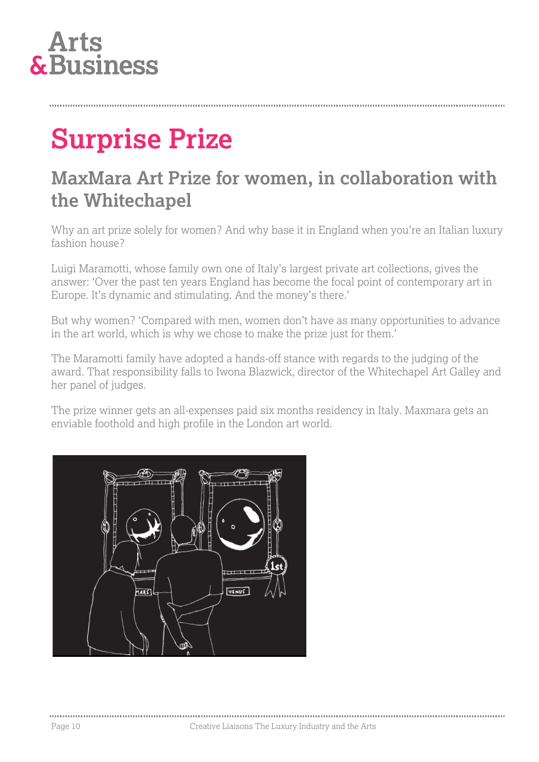# Surprise Prize

## MaxMara Art Prize for women, in collaboration with the Whitechapel

Why an art prize solely for women? And why base it in England when you're an Italian luxury fashion house?

Luigi Maramotti, whose family own one of Italy's largest private art collections, gives the answer: 'Over the past ten years England has become the focal point of contemporary art in Europe. It's dynamic and stimulating. And the money's there.'

But why women? 'Compared with men, women don't have as many opportunities to advance in the art world, which is why we chose to make the prize just for them.'

The Maramotti family have adopted a hands-off stance with regards to the judging of the award. That responsibility falls to Iwona Blazwick, director of the Whitechapel Art Galley and her panel of judges.

The prize winner gets an all-expenses paid six months residency in Italy. Maxmara gets an enviable foothold and high profile in the London art world.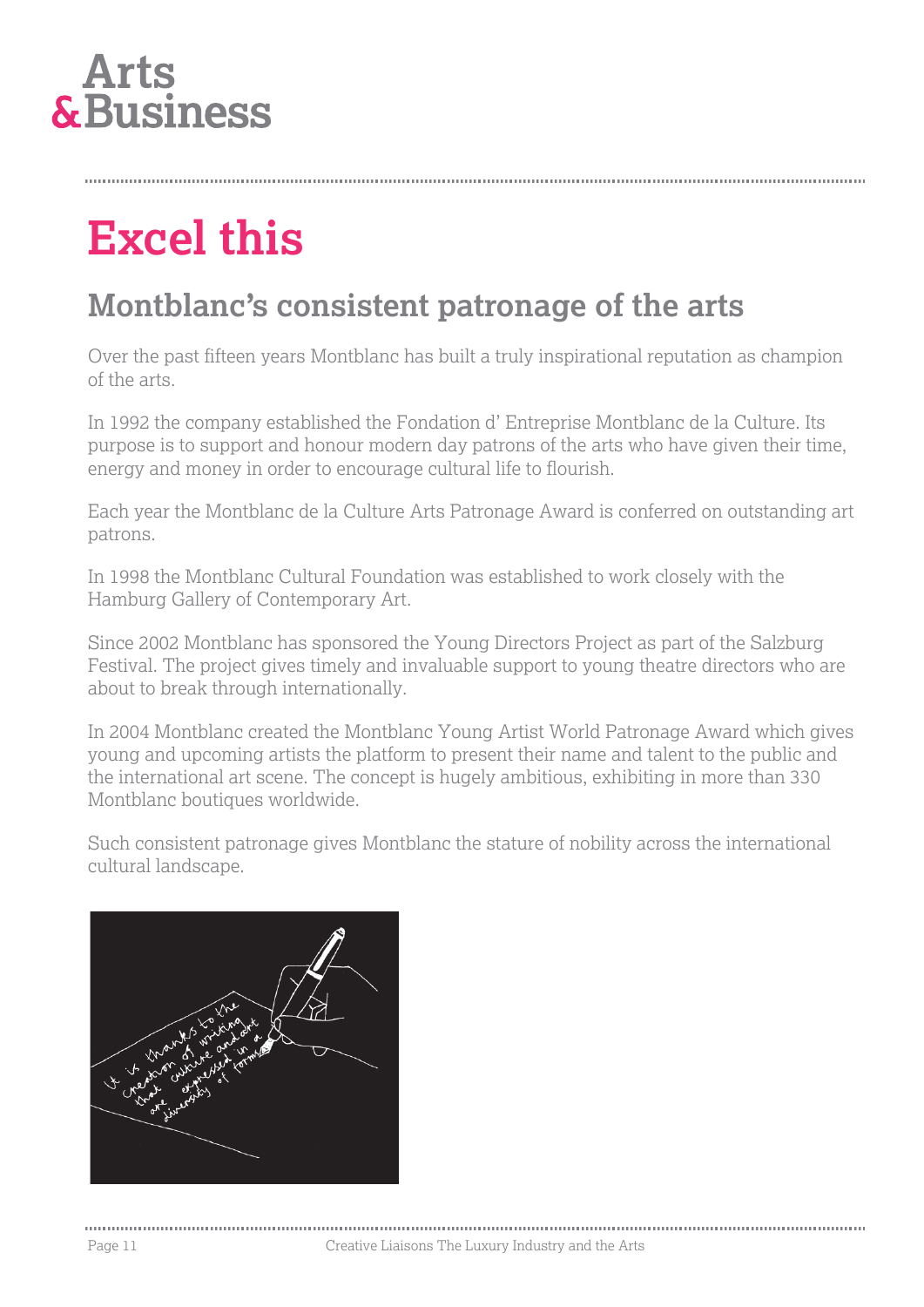# Excel this

## Montblanc's consistent patronage of the arts

Over the past fifteen years Montblanc has built a truly inspirational reputation as champion of the arts.

In 1992 the company established the Fondation d' Entreprise Montblanc de la Culture. Its purpose is to support and honour modern day patrons of the arts who have given their time, energy and money in order to encourage cultural life to flourish.

Each year the Montblanc de la Culture Arts Patronage Award is conferred on outstanding art patrons.

In 1998 the Montblanc Cultural Foundation was established to work closely with the Hamburg Gallery of Contemporary Art.

Since 2002 Montblanc has sponsored the Young Directors Project as part of the Salzburg Festival. The project gives timely and invaluable support to young theatre directors who are about to break through internationally.

In 2004 Montblanc created the Montblanc Young Artist World Patronage Award which gives young and upcoming artists the platform to present their name and talent to the public and the international art scene. The concept is hugely ambitious, exhibiting in more than 330 Montblanc boutiques worldwide.

Such consistent patronage gives Montblanc the stature of nobility across the international cultural landscape.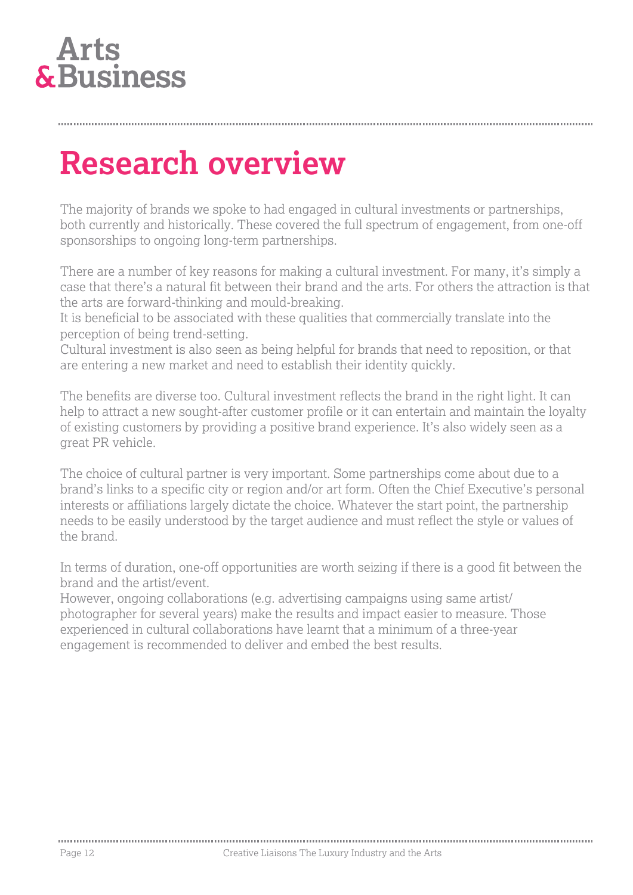# Research overview

The majority of brands we spoke to had engaged in cultural investments or partnerships, both currently and historically. These covered the full spectrum of engagement, from one-off sponsorships to ongoing long-term partnerships.

There are a number of key reasons for making a cultural investment. For many, it's simply a case that there's a natural fit between their brand and the arts. For others the attraction is that the arts are forward-thinking and mould-breaking.
It is beneficial to be associated with these qualities that commercially translate into the perception of being trend-setting.
Cultural investment is also seen as being helpful for brands that need to reposition, or that are entering a new market and need to establish their identity quickly.

The benefits are diverse too. Cultural investment reflects the brand in the right light. It can help to attract a new sought-after customer profile or it can entertain and maintain the loyalty of existing customers by providing a positive brand experience. It's also widely seen as a great PR vehicle.

The choice of cultural partner is very important. Some partnerships come about due to a brand's links to a specific city or region and/or art form. Often the Chief Executive's personal interests or affiliations largely dictate the choice. Whatever the start point, the partnership needs to be easily understood by the target audience and must reflect the style or values of the brand.

In terms of duration, one-off opportunities are worth seizing if there is a good fit between the brand and the artist/event.
However, ongoing collaborations (e.g. advertising campaigns using same artist/ photographer for several years) make the results and impact easier to measure. Those experienced in cultural collaborations have learnt that a minimum of a three-year engagement is recommended to deliver and embed the best results.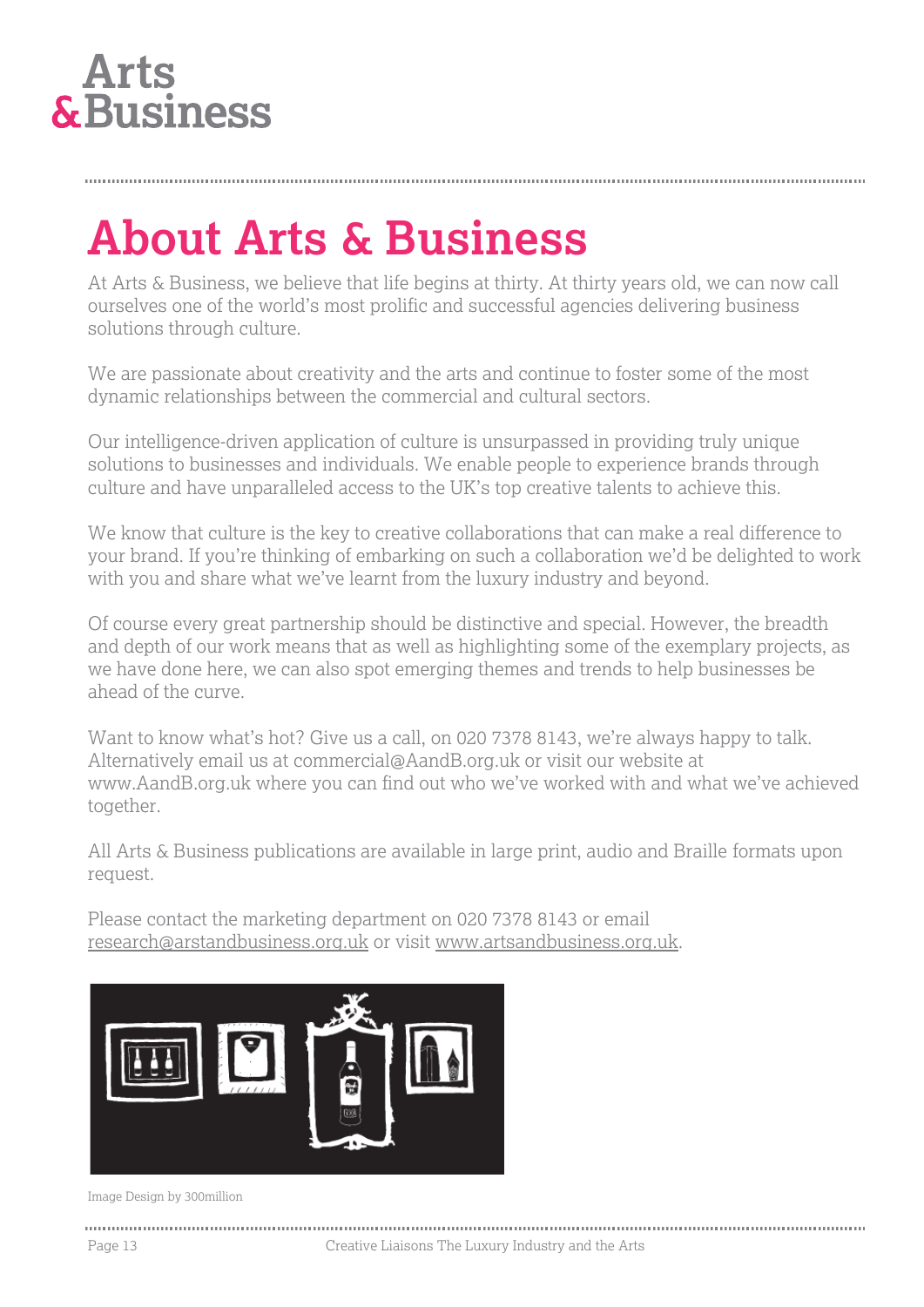# About Arts & Business

At Arts & Business, we believe that life begins at thirty. At thirty years old, we can now call ourselves one of the world's most prolific and successful agencies delivering business solutions through culture.

We are passionate about creativity and the arts and continue to foster some of the most dynamic relationships between the commercial and cultural sectors.

Our intelligence-driven application of culture is unsurpassed in providing truly unique solutions to businesses and individuals. We enable people to experience brands through culture and have unparalleled access to the UK's top creative talents to achieve this.

We know that culture is the key to creative collaborations that can make a real difference to your brand. If you're thinking of embarking on such a collaboration we'd be delighted to work with you and share what we've learnt from the luxury industry and beyond.

Of course every great partnership should be distinctive and special. However, the breadth and depth of our work means that as well as highlighting some of the exemplary projects, as we have done here, we can also spot emerging themes and trends to help businesses be ahead of the curve.

Want to know what's hot? Give us a call, on 020 7378 8143, we're always happy to talk. Alternatively email us at commercial@AandB.org.uk or visit our website at www.AandB.org.uk where you can find out who we've worked with and what we've achieved together.

All Arts & Business publications are available in large print, audio and Braille formats upon request.

Please contact the marketing department on 020 7378 8143 or email research@arstandbusiness.org.uk or visit www.artsandbusiness.org.uk.

Image Design by 300million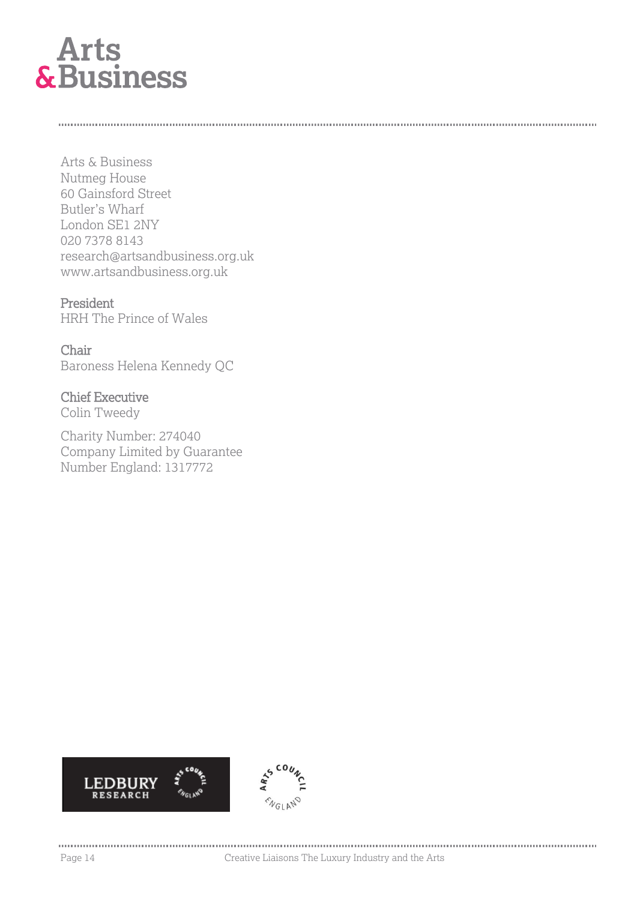Arts & Business

Arts & Business
Nutmeg House
60 Gainsford Street
Butler's Wharf
London SE1 2NY
020 7378 8143
research@artsandbusiness.org.uk
www.artsandbusiness.org.uk

President
HRH The Prince of Wales

Chair
Baroness Helena Kennedy QC

Chief Executive
Colin Tweedy

Charity Number: 274040
Company Limited by Guarantee
Number England: 1317772

LEDBURY RESEARCH

ARTS COUNCIL ENGLAND

ARTS COUNCIL ENGLAND